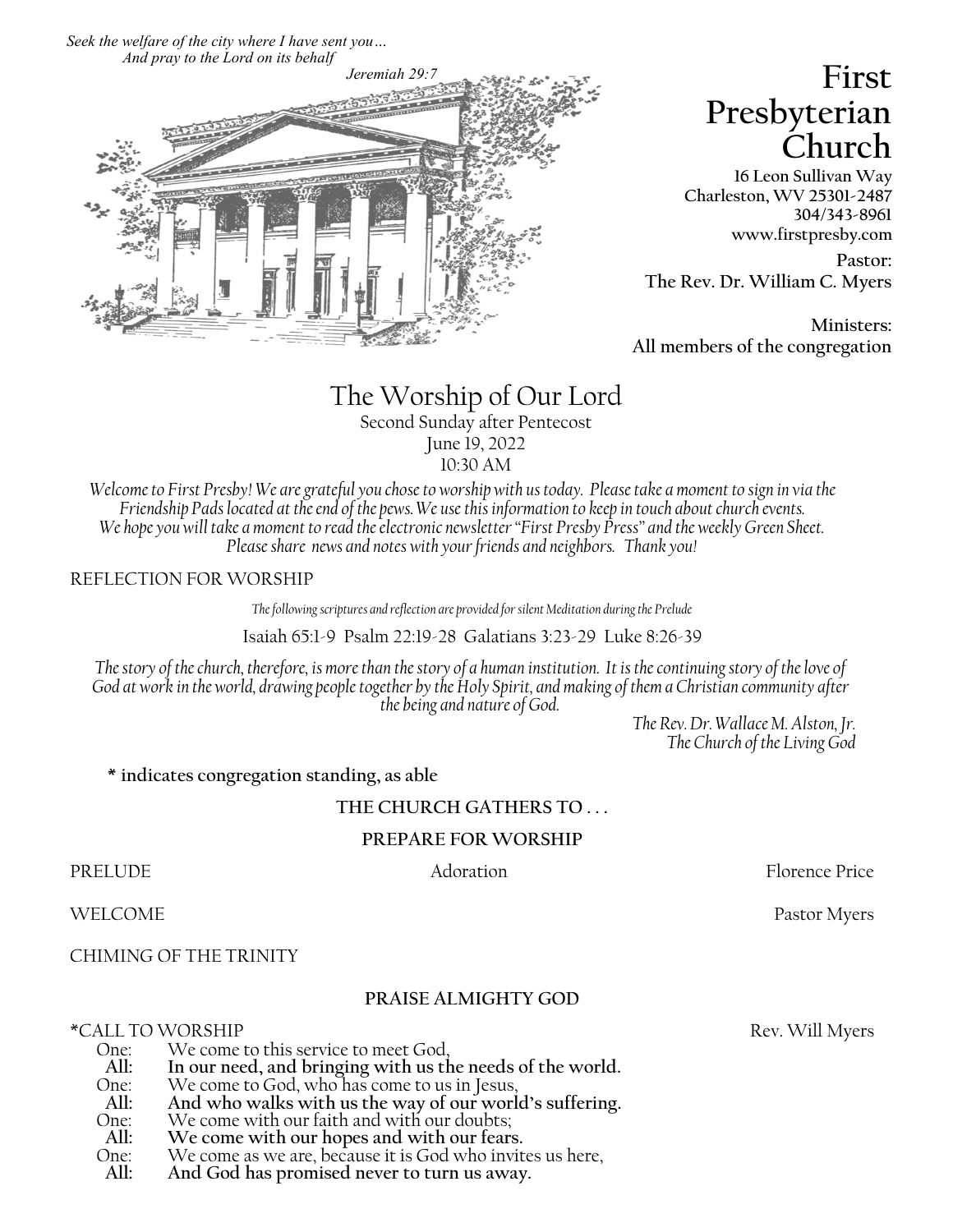*Seek the welfare of the city where I have sent you…*
*And pray to the Lord on its behalf*
*Jeremiah 29:7*

# First Presbyterian Church

**16 Leon Sullivan Way**
**Charleston, WV 25301-2487**
**304/343-8961**
**www.firstpresby.com**

**Pastor:**
**The Rev. Dr. William C. Myers**

**Ministers:**
**All members of the congregation**

## The Worship of Our Lord

Second Sunday after Pentecost
June 19, 2022
10:30 AM

*Welcome to First Presby! We are grateful you chose to worship with us today. Please take a moment to sign in via the Friendship Pads located at the end of the pews. We use this information to keep in touch about church events. We hope you will take a moment to read the electronic newsletter "First Presby Press" and the weekly Green Sheet. Please share news and notes with your friends and neighbors. Thank you!*

REFLECTION FOR WORSHIP

*The following scriptures and reflection are provided for silent Meditation during the Prelude*

Isaiah 65:1-9 Psalm 22:19-28 Galatians 3:23-29 Luke 8:26-39

*The story of the church, therefore, is more than the story of a human institution. It is the continuing story of the love of God at work in the world, drawing people together by the Holy Spirit, and making of them a Christian community after the being and nature of God.*

*The Rev. Dr. Wallace M. Alston, Jr.*
*The Church of the Living God*

**\* indicates congregation standing, as able**

### THE CHURCH GATHERS TO . . .

### PREPARE FOR WORSHIP

PRELUDE — Adoration — Florence Price

WELCOME — Pastor Myers

CHIMING OF THE TRINITY

### PRAISE ALMIGHTY GOD

*CALL TO WORSHIP — Rev. Will Myers

One: We come to this service to meet God,
**All: In our need, and bringing with us the needs of the world.**
One: We come to God, who has come to us in Jesus,
**All: And who walks with us the way of our world's suffering.**
One: We come with our faith and with our doubts;
**All: We come with our hopes and with our fears.**
One: We come as we are, because it is God who invites us here,
**All: And God has promised never to turn us away.**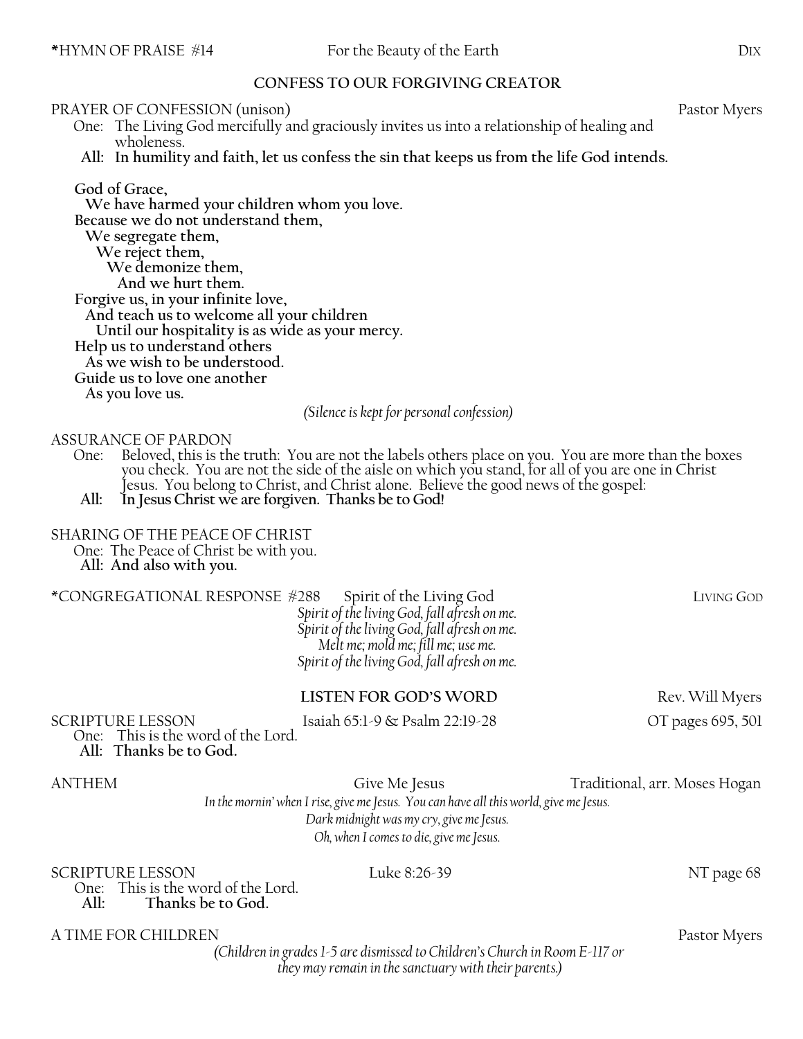*HYMN OF PRAISE #14 — For the Beauty of the Earth — DIX

## CONFESS TO OUR FORGIVING CREATOR

PRAYER OF CONFESSION (unison) — Pastor Myers

One: The Living God mercifully and graciously invites us into a relationship of healing and wholeness.
**All: In humility and faith, let us confess the sin that keeps us from the life God intends.**

**God of Grace,**
**We have harmed your children whom you love.**
**Because we do not understand them,**
**We segregate them,**
**We reject them,**
**We demonize them,**
**And we hurt them.**
**Forgive us, in your infinite love,**
**And teach us to welcome all your children**
**Until our hospitality is as wide as your mercy.**
**Help us to understand others**
**As we wish to be understood.**
**Guide us to love one another**
**As you love us.**

*(Silence is kept for personal confession)*

ASSURANCE OF PARDON

One: Beloved, this is the truth: You are not the labels others place on you. You are more than the boxes you check. You are not the side of the aisle on which you stand, for all of you are one in Christ Jesus. You belong to Christ, and Christ alone. Believe the good news of the gospel:
**All: In Jesus Christ we are forgiven. Thanks be to God!**

SHARING OF THE PEACE OF CHRIST

One: The Peace of Christ be with you.
**All: And also with you.**

*CONGREGATIONAL RESPONSE #288 — Spirit of the Living God — LIVING GOD

*Spirit of the living God, fall afresh on me.*
*Spirit of the living God, fall afresh on me.*
*Melt me; mold me; fill me; use me.*
*Spirit of the living God, fall afresh on me.*

## LISTEN FOR GOD'S WORD — Rev. Will Myers

SCRIPTURE LESSON — Isaiah 65:1-9 & Psalm 22:19-28 — OT pages 695, 501

One: This is the word of the Lord.
**All: Thanks be to God.**

ANTHEM — Give Me Jesus — Traditional, arr. Moses Hogan

*In the mornin' when I rise, give me Jesus. You can have all this world, give me Jesus.*
*Dark midnight was my cry, give me Jesus.*
*Oh, when I comes to die, give me Jesus.*

SCRIPTURE LESSON — Luke 8:26-39 — NT page 68

One: This is the word of the Lord.
**All: Thanks be to God.**

A TIME FOR CHILDREN — Pastor Myers

*(Children in grades 1-5 are dismissed to Children's Church in Room E-117 or they may remain in the sanctuary with their parents.)*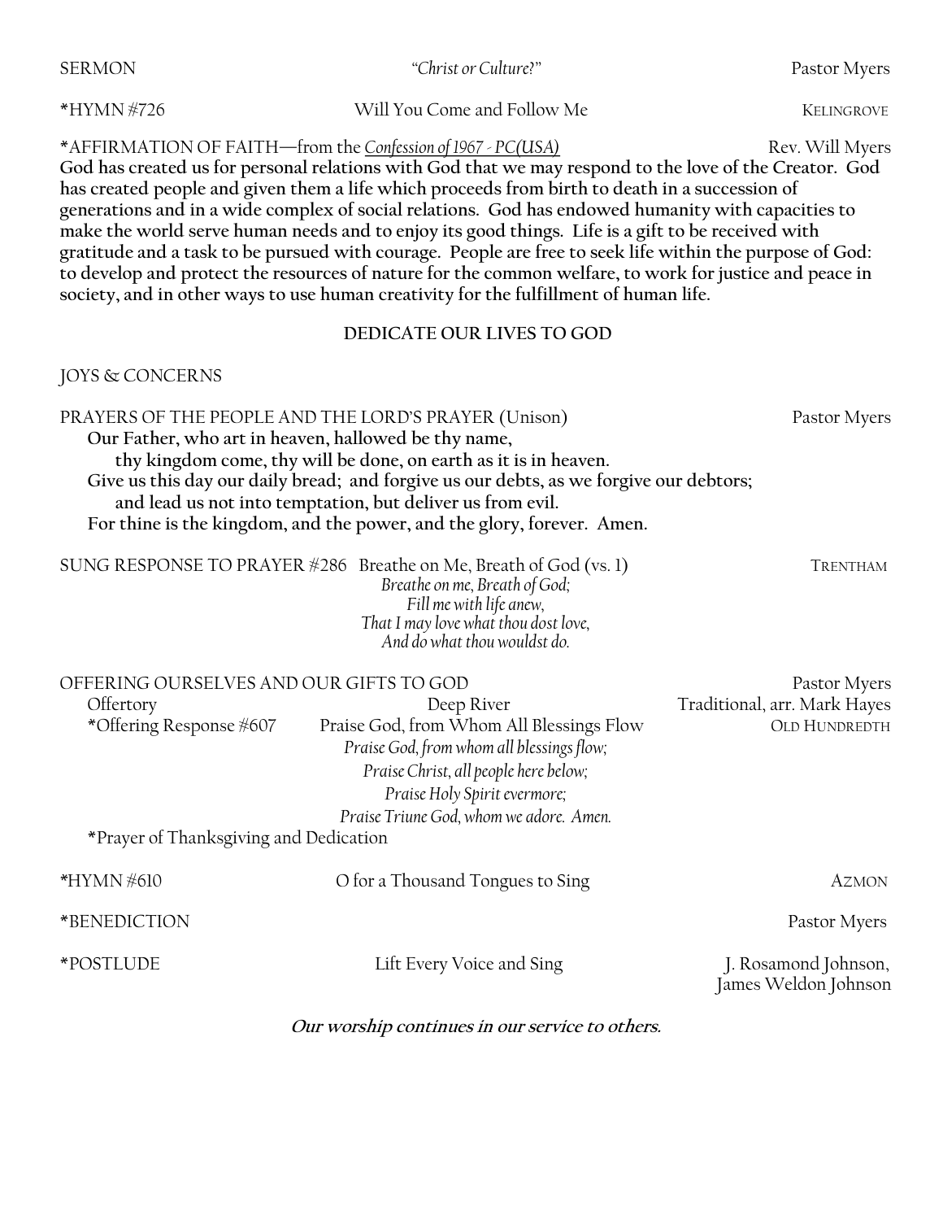SERMON *"Christ or Culture?"* Pastor Myers

*HYMN #726 Will You Come and Follow Me KELINGROVE

*AFFIRMATION OF FAITH—from the *Confession of 1967 - PC(USA)* Rev. Will Myers

**God has created us for personal relations with God that we may respond to the love of the Creator. God has created people and given them a life which proceeds from birth to death in a succession of generations and in a wide complex of social relations. God has endowed humanity with capacities to make the world serve human needs and to enjoy its good things. Life is a gift to be received with gratitude and a task to be pursued with courage. People are free to seek life within the purpose of God: to develop and protect the resources of nature for the common welfare, to work for justice and peace in society, and in other ways to use human creativity for the fulfillment of human life.**

## DEDICATE OUR LIVES TO GOD

JOYS & CONCERNS

PRAYERS OF THE PEOPLE AND THE LORD'S PRAYER (Unison) Pastor Myers

**Our Father, who art in heaven, hallowed be thy name,**
**thy kingdom come, thy will be done, on earth as it is in heaven.**
**Give us this day our daily bread; and forgive us our debts, as we forgive our debtors;**
**and lead us not into temptation, but deliver us from evil.**
**For thine is the kingdom, and the power, and the glory, forever. Amen.**

SUNG RESPONSE TO PRAYER #286 Breathe on Me, Breath of God (vs. 1) TRENTHAM

*Breathe on me, Breath of God;*
*Fill me with life anew,*
*That I may love what thou dost love,*
*And do what thou wouldst do.*

OFFERING OURSELVES AND OUR GIFTS TO GOD Pastor Myers

Offertory Deep River Traditional, arr. Mark Hayes

*Offering Response #607 Praise God, from Whom All Blessings Flow OLD HUNDREDTH

*Praise God, from whom all blessings flow;*
*Praise Christ, all people here below;*
*Praise Holy Spirit evermore;*
*Praise Triune God, whom we adore. Amen.*

*Prayer of Thanksgiving and Dedication

*HYMN #610 O for a Thousand Tongues to Sing AZMON

*BENEDICTION Pastor Myers

*POSTLUDE Lift Every Voice and Sing J. Rosamond Johnson, James Weldon Johnson

***Our worship continues in our service to others.***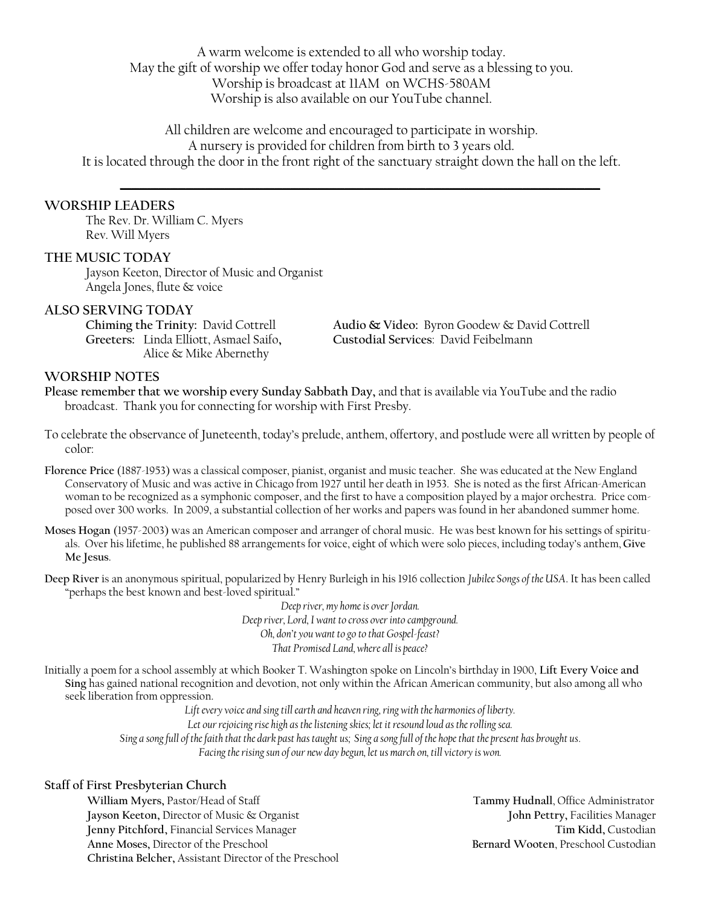A warm welcome is extended to all who worship today.
May the gift of worship we offer today honor God and serve as a blessing to you.
Worship is broadcast at 11AM on WCHS-580AM
Worship is also available on our YouTube channel.

All children are welcome and encouraged to participate in worship.
A nursery is provided for children from birth to 3 years old.
It is located through the door in the front right of the sanctuary straight down the hall on the left.

---

## WORSHIP LEADERS

The Rev. Dr. William C. Myers
Rev. Will Myers

## THE MUSIC TODAY

Jayson Keeton, Director of Music and Organist
Angela Jones, flute & voice

## ALSO SERVING TODAY

**Chiming the Trinity:** David Cottrell
**Greeters:** Linda Elliott, Asmael Saifo, Alice & Mike Abernethy
**Audio & Video:** Byron Goodew & David Cottrell
**Custodial Services**: David Feibelmann

## WORSHIP NOTES

**Please remember that we worship every Sunday Sabbath Day,** and that is available via YouTube and the radio broadcast. Thank you for connecting for worship with First Presby.

To celebrate the observance of Juneteenth, today's prelude, anthem, offertory, and postlude were all written by people of color:

**Florence Price** (1887-1953) was a classical composer, pianist, organist and music teacher. She was educated at the New England Conservatory of Music and was active in Chicago from 1927 until her death in 1953. She is noted as the first African-American woman to be recognized as a symphonic composer, and the first to have a composition played by a major orchestra. Price composed over 300 works. In 2009, a substantial collection of her works and papers was found in her abandoned summer home.

**Moses Hogan** (1957-2003) was an American composer and arranger of choral music. He was best known for his settings of spirituals. Over his lifetime, he published 88 arrangements for voice, eight of which were solo pieces, including today's anthem, **Give Me Jesus**.

**Deep River** is an anonymous spiritual, popularized by Henry Burleigh in his 1916 collection *Jubilee Songs of the USA*. It has been called "perhaps the best known and best-loved spiritual."

*Deep river, my home is over Jordan.*
*Deep river, Lord, I want to cross over into campground.*
*Oh, don't you want to go to that Gospel-feast?*
*That Promised Land, where all is peace?*

Initially a poem for a school assembly at which Booker T. Washington spoke on Lincoln's birthday in 1900, **Lift Every Voice and Sing** has gained national recognition and devotion, not only within the African American community, but also among all who seek liberation from oppression.

*Lift every voice and sing till earth and heaven ring, ring with the harmonies of liberty.*
*Let our rejoicing rise high as the listening skies; let it resound loud as the rolling sea.*
*Sing a song full of the faith that the dark past has taught us; Sing a song full of the hope that the present has brought us.*
*Facing the rising sun of our new day begun, let us march on, till victory is won.*

## Staff of First Presbyterian Church

**William Myers,** Pastor/Head of Staff
**Jayson Keeton,** Director of Music & Organist
**Jenny Pitchford,** Financial Services Manager
**Anne Moses,** Director of the Preschool
**Christina Belcher,** Assistant Director of the Preschool
**Tammy Hudnall**, Office Administrator
**John Pettry,** Facilities Manager
**Tim Kidd,** Custodian
**Bernard Wooten**, Preschool Custodian